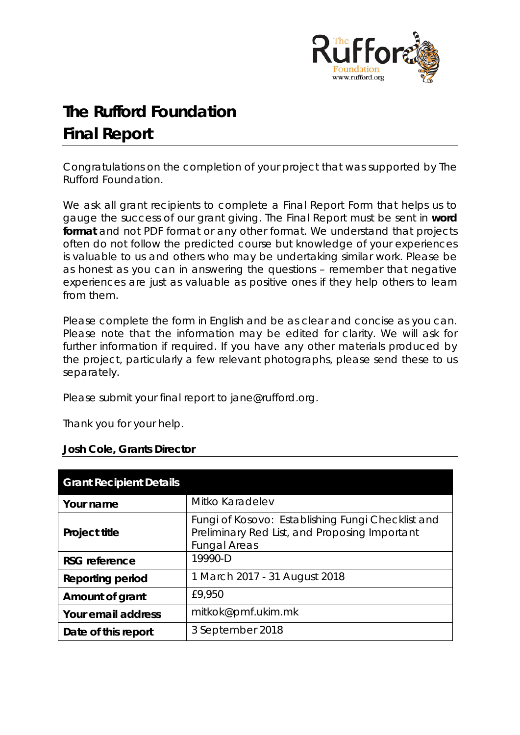# The Rufford Foundation
# Final Report

Congratulations on the completion of your project that was supported by The Rufford Foundation.

We ask all grant recipients to complete a Final Report Form that helps us to gauge the success of our grant giving. The Final Report must be sent in **word format** and not PDF format or any other format. We understand that projects often do not follow the predicted course but knowledge of your experiences is valuable to us and others who may be undertaking similar work. Please be as honest as you can in answering the questions – remember that negative experiences are just as valuable as positive ones if they help others to learn from them.

Please complete the form in English and be as clear and concise as you can. Please note that the information may be edited for clarity. We will ask for further information if required. If you have any other materials produced by the project, particularly a few relevant photographs, please send these to us separately.

Please submit your final report to jane@rufford.org.

Thank you for your help.

**Josh Cole, Grants Director**

| **Grant Recipient Details** | |
|---|---|
| **Your name** | Mitko Karadelev |
| **Project title** | Fungi of Kosovo: Establishing Fungi Checklist and Preliminary Red List, and Proposing Important Fungal Areas |
| **RSG reference** | 19990-D |
| **Reporting period** | 1 March 2017 - 31 August 2018 |
| **Amount of grant** | £9,950 |
| **Your email address** | mitkok@pmf.ukim.mk |
| **Date of this report** | 3 September 2018 |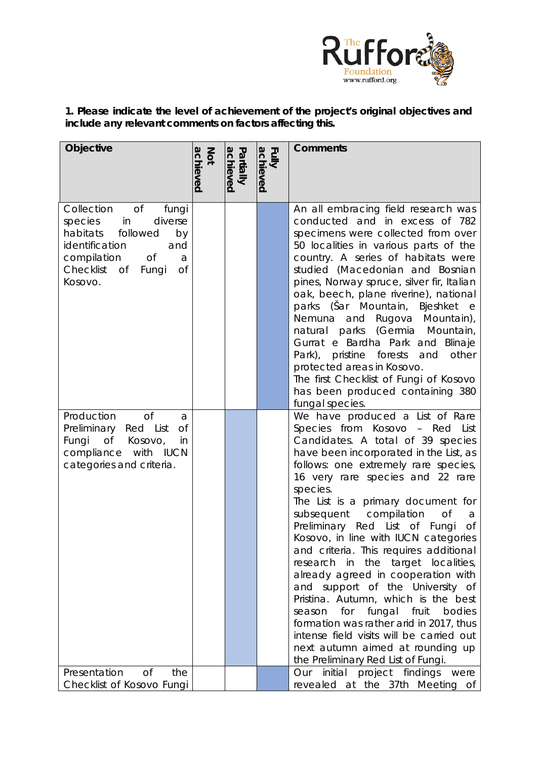**1. Please indicate the level of achievement of the project's original objectives and include any relevant comments on factors affecting this.**

| Objective | Not achieved | Partially achieved | Fully achieved | Comments |
|---|---|---|---|---|
| Collection of fungi species in diverse habitats followed by identification and compilation of a Checklist of Fungi of Kosovo. | | | X | An all embracing field research was conducted and in excess of 782 specimens were collected from over 50 localities in various parts of the country. A series of habitats were studied (Macedonian and Bosnian pines, Norway spruce, silver fir, Italian oak, beech, plane riverine), national parks (Šar Mountain, Bjeshket e Nemuna and Rugova Mountain), natural parks (Germia Mountain, Gurrat e Bardha Park and Blinaje Park), pristine forests and other protected areas in Kosovo. The first Checklist of Fungi of Kosovo has been produced containing 380 fungal species. |
| Production of a Preliminary Red List of Fungi of Kosovo, in compliance with IUCN categories and criteria. | | X | | We have produced a List of Rare Species from Kosovo – Red List Candidates. A total of 39 species have been incorporated in the List, as follows: one extremely rare species, 16 very rare species and 22 rare species. The List is a primary document for subsequent compilation of a Preliminary Red List of Fungi of Kosovo, in line with IUCN categories and criteria. This requires additional research in the target localities, already agreed in cooperation with and support of the University of Pristina. Autumn, which is the best season for fungal fruit bodies formation was rather arid in 2017, thus intense field visits will be carried out next autumn aimed at rounding up the Preliminary Red List of Fungi. |
| Presentation of the Checklist of Kosovo Fungi | | | X | Our initial project findings were revealed at the 37th Meeting of |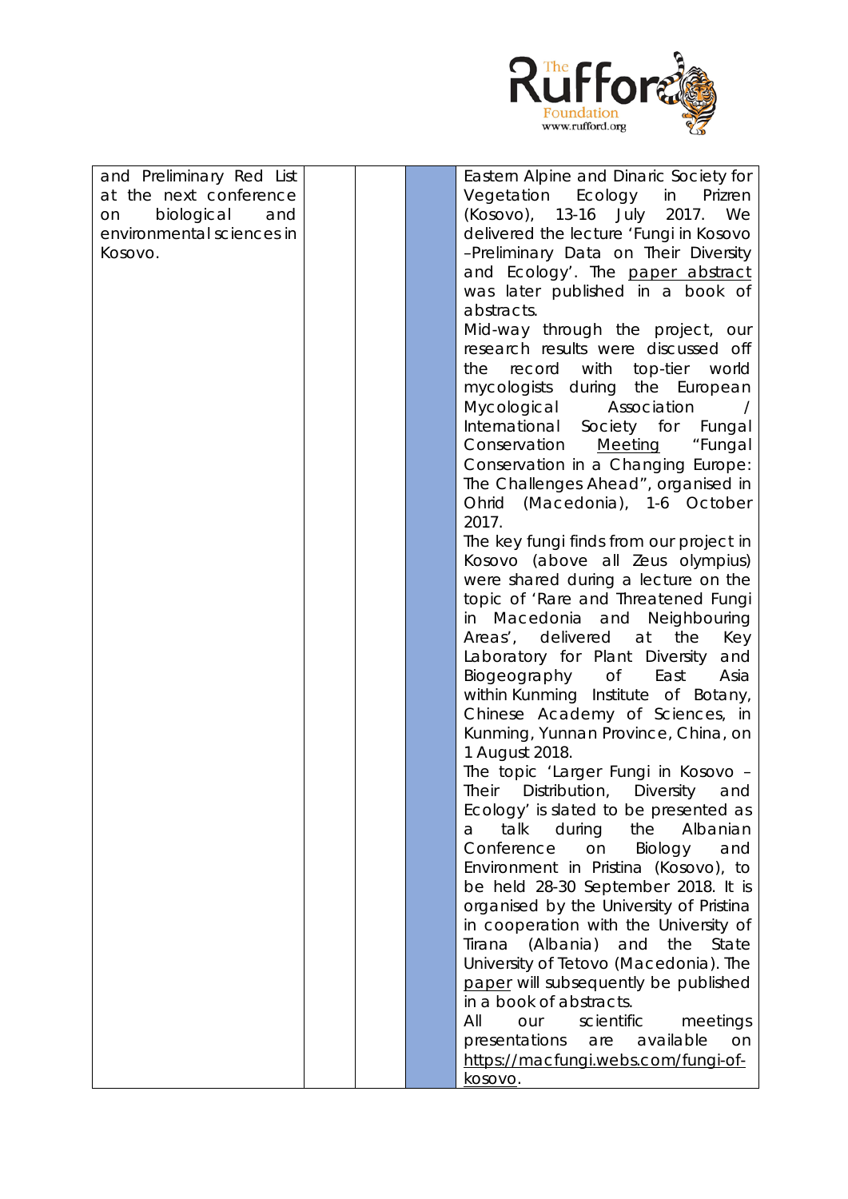| | | | | |
|---|---|---|---|---|
| and Preliminary Red List at the next conference on biological and environmental sciences in Kosovo. | | | | Eastern Alpine and Dinaric Society for Vegetation Ecology in Prizren (Kosovo), 13-16 July 2017. We delivered the lecture 'Fungi in Kosovo –Preliminary Data on Their Diversity and Ecology'. The paper abstract was later published in a book of abstracts. Mid-way through the project, our research results were discussed off the record with top-tier world mycologists during the European Mycological Association / International Society for Fungal Conservation Meeting "Fungal Conservation in a Changing Europe: The Challenges Ahead", organised in Ohrid (Macedonia), 1-6 October 2017. The key fungi finds from our project in Kosovo (above all Zeus olympius) were shared during a lecture on the topic of 'Rare and Threatened Fungi in Macedonia and Neighbouring Areas', delivered at the Key Laboratory for Plant Diversity and Biogeography of East Asia within Kunming Institute of Botany, Chinese Academy of Sciences, in Kunming, Yunnan Province, China, on 1 August 2018. The topic 'Larger Fungi in Kosovo – Their Distribution, Diversity and Ecology' is slated to be presented as a talk during the Albanian Conference on Biology and Environment in Pristina (Kosovo), to be held 28-30 September 2018. It is organised by the University of Pristina in cooperation with the University of Tirana (Albania) and the State University of Tetovo (Macedonia). The paper will subsequently be published in a book of abstracts. All our scientific meetings presentations are available on https://macfungi.webs.com/fungi-of-kosovo. |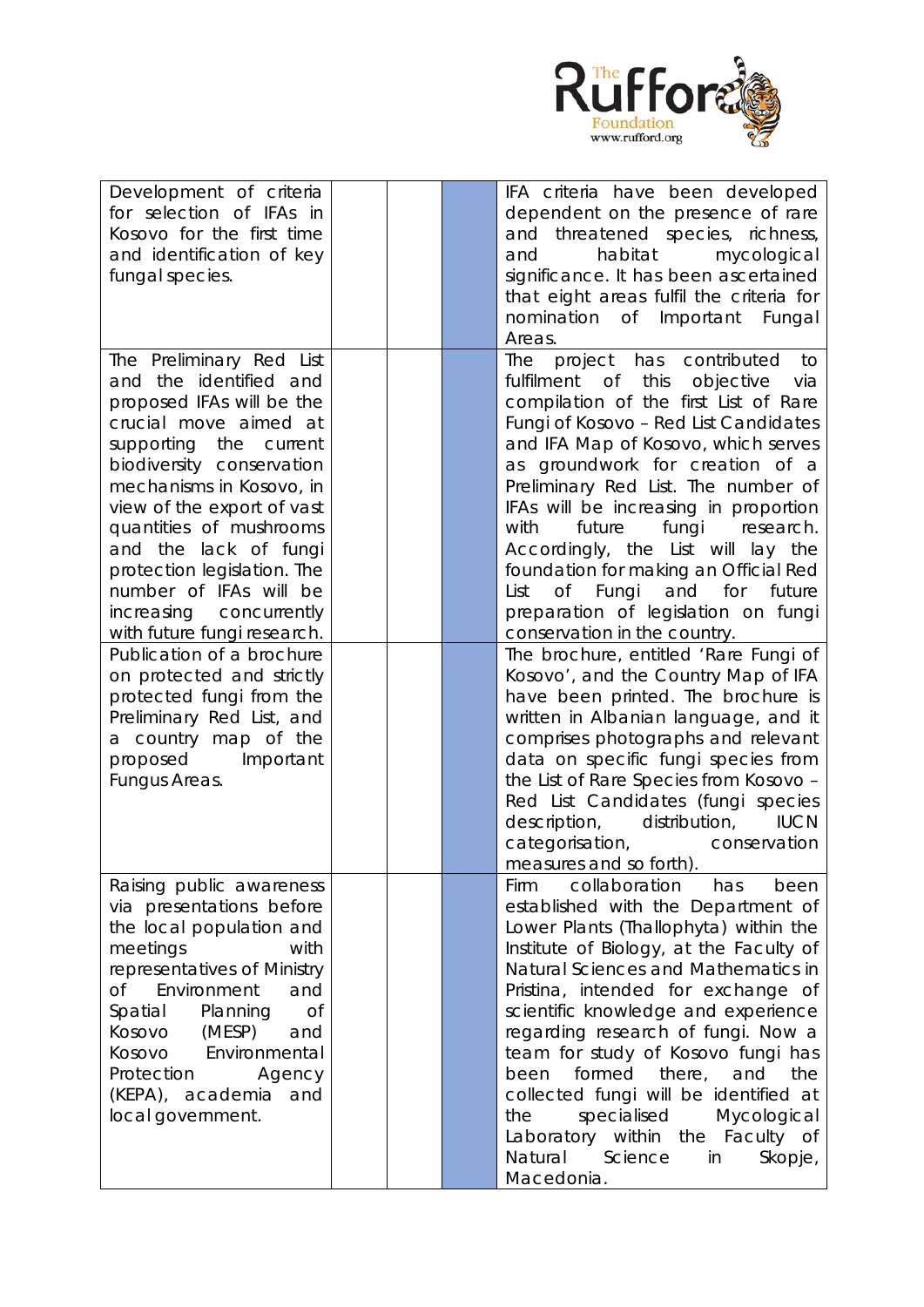| | | | | |
|---|---|---|---|---|
| Development of criteria for selection of IFAs in Kosovo for the first time and identification of key fungal species. | | | | IFA criteria have been developed dependent on the presence of rare and threatened species, richness, and habitat mycological significance. It has been ascertained that eight areas fulfil the criteria for nomination of Important Fungal Areas. |
| The Preliminary Red List and the identified and proposed IFAs will be the crucial move aimed at supporting the current biodiversity conservation mechanisms in Kosovo, in view of the export of vast quantities of mushrooms and the lack of fungi protection legislation. The number of IFAs will be increasing concurrently with future fungi research. | | | | The project has contributed to fulfilment of this objective via compilation of the first List of Rare Fungi of Kosovo – Red List Candidates and IFA Map of Kosovo, which serves as groundwork for creation of a Preliminary Red List. The number of IFAs will be increasing in proportion with future fungi research. Accordingly, the List will lay the foundation for making an Official Red List of Fungi and for future preparation of legislation on fungi conservation in the country. |
| Publication of a brochure on protected and strictly protected fungi from the Preliminary Red List, and a country map of the proposed Important Fungus Areas. | | | | The brochure, entitled 'Rare Fungi of Kosovo', and the Country Map of IFA have been printed. The brochure is written in Albanian language, and it comprises photographs and relevant data on specific fungi species from the List of Rare Species from Kosovo – Red List Candidates (fungi species description, distribution, IUCN categorisation, conservation measures and so forth). |
| Raising public awareness via presentations before the local population and meetings with representatives of Ministry of Environment and Spatial Planning of Kosovo (MESP) and Kosovo Environmental Protection Agency (KEPA), academia and local government. | | | | Firm collaboration has been established with the Department of Lower Plants (Thallophyta) within the Institute of Biology, at the Faculty of Natural Sciences and Mathematics in Pristina, intended for exchange of scientific knowledge and experience regarding research of fungi. Now a team for study of Kosovo fungi has been formed there, and the collected fungi will be identified at the specialised Mycological Laboratory within the Faculty of Natural Science in Skopje, Macedonia. |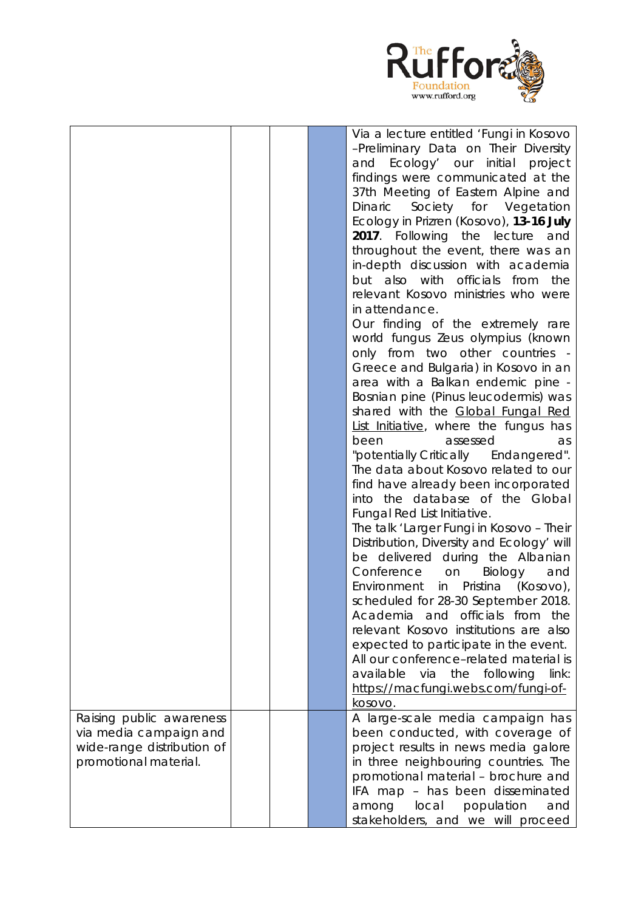| | | | | |
|---|---|---|---|---|
| | | | | Via a lecture entitled 'Fungi in Kosovo –Preliminary Data on Their Diversity and Ecology' our initial project findings were communicated at the 37th Meeting of Eastern Alpine and Dinaric Society for Vegetation Ecology in Prizren (Kosovo), **13-16 July 2017**. Following the lecture and throughout the event, there was an in-depth discussion with academia but also with officials from the relevant Kosovo ministries who were in attendance.<br>Our finding of the extremely rare world fungus Zeus olympius (known only from two other countries - Greece and Bulgaria) in Kosovo in an area with a Balkan endemic pine - Bosnian pine (Pinus leucodermis) was shared with the Global Fungal Red List Initiative, where the fungus has been assessed as "potentially Critically Endangered". The data about Kosovo related to our find have already been incorporated into the database of the Global Fungal Red List Initiative.<br>The talk 'Larger Fungi in Kosovo – Their Distribution, Diversity and Ecology' will be delivered during the Albanian Conference on Biology and Environment in Pristina (Kosovo), scheduled for 28-30 September 2018. Academia and officials from the relevant Kosovo institutions are also expected to participate in the event.<br>All our conference–related material is available via the following link: https://macfungi.webs.com/fungi-of-kosovo. |
| Raising public awareness via media campaign and wide-range distribution of promotional material. | | | | A large-scale media campaign has been conducted, with coverage of project results in news media galore in three neighbouring countries. The promotional material – brochure and IFA map – has been disseminated among local population and stakeholders, and we will proceed |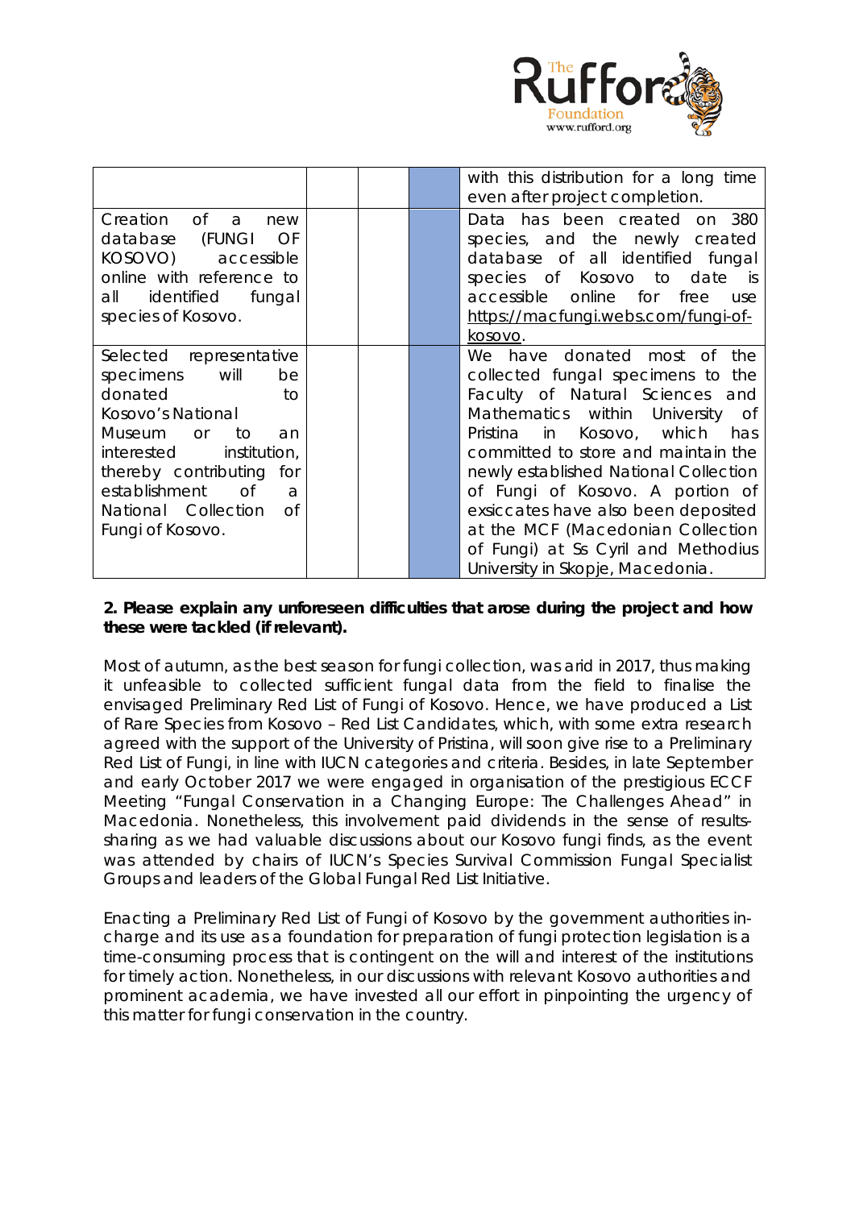| | | | | |
|---|---|---|---|---|
| | | | | with this distribution for a long time even after project completion. |
| Creation of a new database (FUNGI OF KOSOVO) accessible online with reference to all identified fungal species of Kosovo. | | | | Data has been created on 380 species, and the newly created database of all identified fungal species of Kosovo to date is accessible online for free use https://macfungi.webs.com/fungi-of-kosovo. |
| Selected representative specimens will be donated to Kosovo's National Museum or to an interested institution, thereby contributing for establishment of a National Collection of Fungi of Kosovo. | | | | We have donated most of the collected fungal specimens to the Faculty of Natural Sciences and Mathematics within University of Pristina in Kosovo, which has committed to store and maintain the newly established National Collection of Fungi of Kosovo. A portion of exsiccates have also been deposited at the MCF (Macedonian Collection of Fungi) at Ss Cyril and Methodius University in Skopje, Macedonia. |

**2. Please explain any unforeseen difficulties that arose during the project and how these were tackled (if relevant).**

Most of autumn, as the best season for fungi collection, was arid in 2017, thus making it unfeasible to collected sufficient fungal data from the field to finalise the envisaged Preliminary Red List of Fungi of Kosovo. Hence, we have produced a List of Rare Species from Kosovo – Red List Candidates, which, with some extra research agreed with the support of the University of Pristina, will soon give rise to a Preliminary Red List of Fungi, in line with IUCN categories and criteria. Besides, in late September and early October 2017 we were engaged in organisation of the prestigious ECCF Meeting "Fungal Conservation in a Changing Europe: The Challenges Ahead" in Macedonia. Nonetheless, this involvement paid dividends in the sense of results-sharing as we had valuable discussions about our Kosovo fungi finds, as the event was attended by chairs of IUCN's Species Survival Commission Fungal Specialist Groups and leaders of the Global Fungal Red List Initiative.

Enacting a Preliminary Red List of Fungi of Kosovo by the government authorities in-charge and its use as a foundation for preparation of fungi protection legislation is a time-consuming process that is contingent on the will and interest of the institutions for timely action. Nonetheless, in our discussions with relevant Kosovo authorities and prominent academia, we have invested all our effort in pinpointing the urgency of this matter for fungi conservation in the country.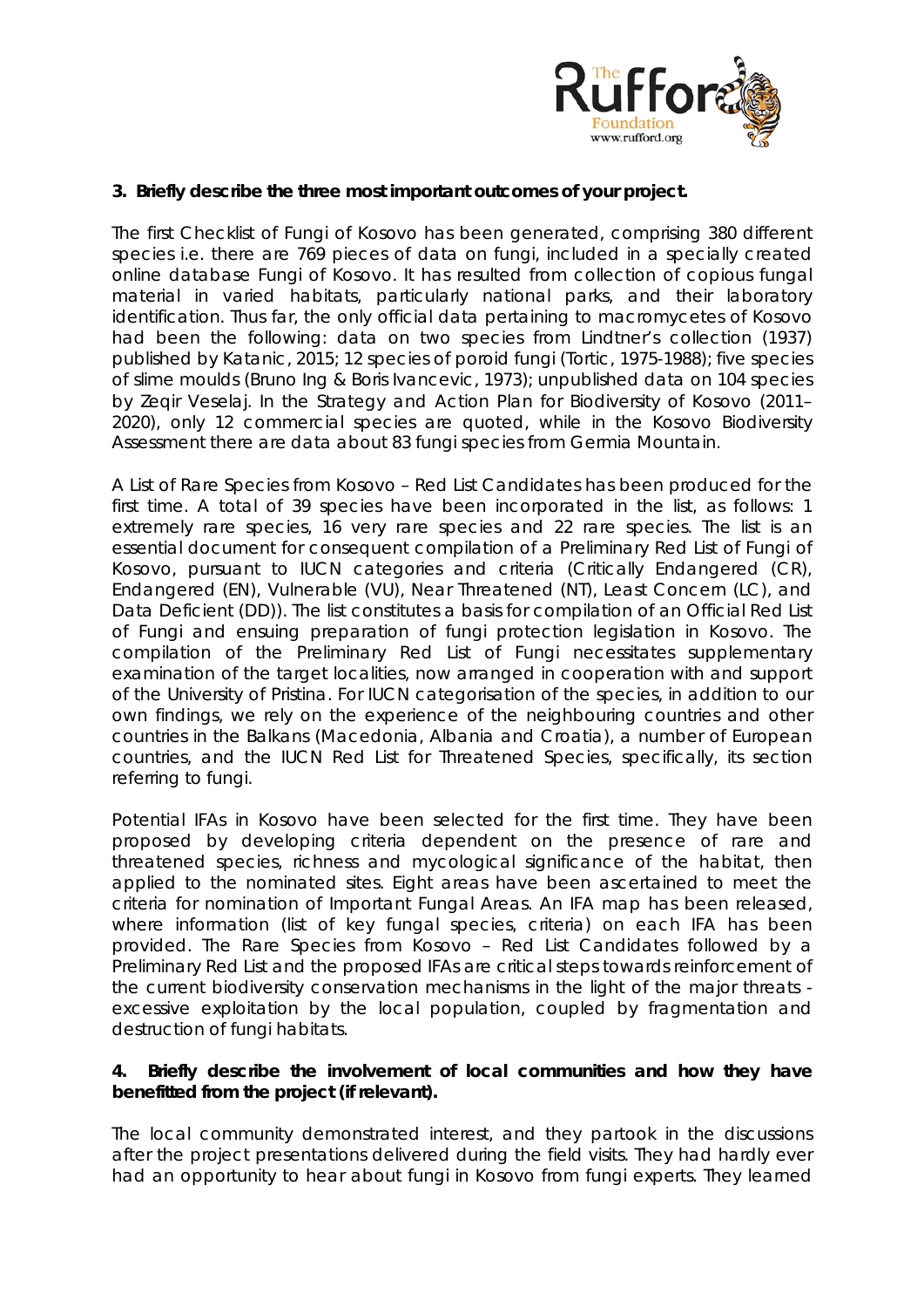**3. Briefly describe the three most important outcomes of your project.**

The first Checklist of Fungi of Kosovo has been generated, comprising 380 different species i.e. there are 769 pieces of data on fungi, included in a specially created online database Fungi of Kosovo. It has resulted from collection of copious fungal material in varied habitats, particularly national parks, and their laboratory identification. Thus far, the only official data pertaining to macromycetes of Kosovo had been the following: data on two species from Lindtner's collection (1937) published by Katanic, 2015; 12 species of poroid fungi (Tortic, 1975-1988); five species of slime moulds (Bruno Ing & Boris Ivancevic, 1973); unpublished data on 104 species by Zeqir Veselaj. In the Strategy and Action Plan for Biodiversity of Kosovo (2011–2020), only 12 commercial species are quoted, while in the Kosovo Biodiversity Assessment there are data about 83 fungi species from Germia Mountain.

A List of Rare Species from Kosovo – Red List Candidates has been produced for the first time. A total of 39 species have been incorporated in the list, as follows: 1 extremely rare species, 16 very rare species and 22 rare species. The list is an essential document for consequent compilation of a Preliminary Red List of Fungi of Kosovo, pursuant to IUCN categories and criteria (Critically Endangered (CR), Endangered (EN), Vulnerable (VU), Near Threatened (NT), Least Concern (LC), and Data Deficient (DD)). The list constitutes a basis for compilation of an Official Red List of Fungi and ensuing preparation of fungi protection legislation in Kosovo. The compilation of the Preliminary Red List of Fungi necessitates supplementary examination of the target localities, now arranged in cooperation with and support of the University of Pristina. For IUCN categorisation of the species, in addition to our own findings, we rely on the experience of the neighbouring countries and other countries in the Balkans (Macedonia, Albania and Croatia), a number of European countries, and the IUCN Red List for Threatened Species, specifically, its section referring to fungi.

Potential IFAs in Kosovo have been selected for the first time. They have been proposed by developing criteria dependent on the presence of rare and threatened species, richness and mycological significance of the habitat, then applied to the nominated sites. Eight areas have been ascertained to meet the criteria for nomination of Important Fungal Areas. An IFA map has been released, where information (list of key fungal species, criteria) on each IFA has been provided. The Rare Species from Kosovo – Red List Candidates followed by a Preliminary Red List and the proposed IFAs are critical steps towards reinforcement of the current biodiversity conservation mechanisms in the light of the major threats - excessive exploitation by the local population, coupled by fragmentation and destruction of fungi habitats.

**4. Briefly describe the involvement of local communities and how they have benefitted from the project (if relevant).**

The local community demonstrated interest, and they partook in the discussions after the project presentations delivered during the field visits. They had hardly ever had an opportunity to hear about fungi in Kosovo from fungi experts. They learned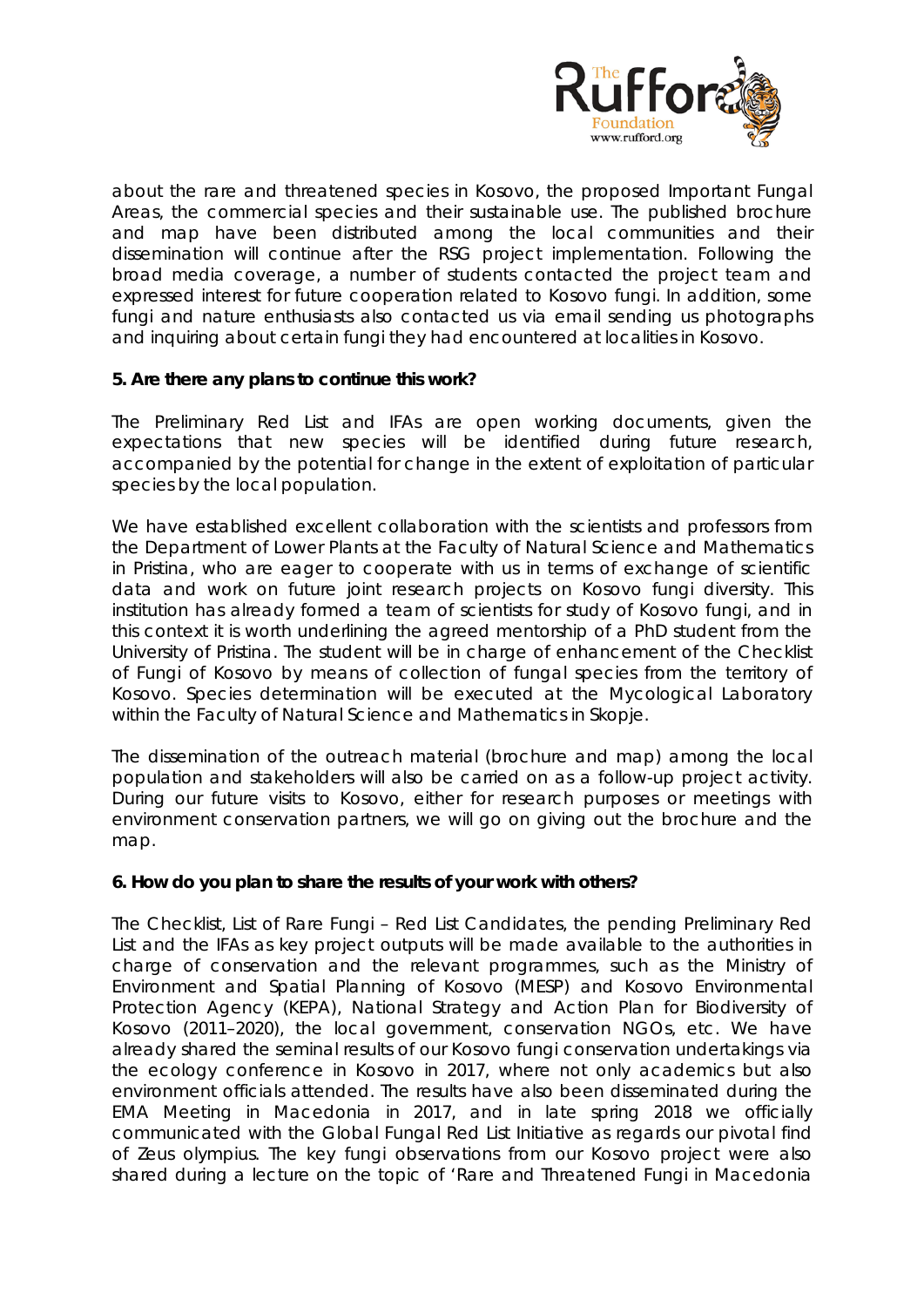about the rare and threatened species in Kosovo, the proposed Important Fungal Areas, the commercial species and their sustainable use. The published brochure and map have been distributed among the local communities and their dissemination will continue after the RSG project implementation. Following the broad media coverage, a number of students contacted the project team and expressed interest for future cooperation related to Kosovo fungi. In addition, some fungi and nature enthusiasts also contacted us via email sending us photographs and inquiring about certain fungi they had encountered at localities in Kosovo.

**5. Are there any plans to continue this work?**

The Preliminary Red List and IFAs are open working documents, given the expectations that new species will be identified during future research, accompanied by the potential for change in the extent of exploitation of particular species by the local population.

We have established excellent collaboration with the scientists and professors from the Department of Lower Plants at the Faculty of Natural Science and Mathematics in Pristina, who are eager to cooperate with us in terms of exchange of scientific data and work on future joint research projects on Kosovo fungi diversity. This institution has already formed a team of scientists for study of Kosovo fungi, and in this context it is worth underlining the agreed mentorship of a PhD student from the University of Pristina. The student will be in charge of enhancement of the Checklist of Fungi of Kosovo by means of collection of fungal species from the territory of Kosovo. Species determination will be executed at the Mycological Laboratory within the Faculty of Natural Science and Mathematics in Skopje.

The dissemination of the outreach material (brochure and map) among the local population and stakeholders will also be carried on as a follow-up project activity. During our future visits to Kosovo, either for research purposes or meetings with environment conservation partners, we will go on giving out the brochure and the map.

**6. How do you plan to share the results of your work with others?**

The Checklist, List of Rare Fungi – Red List Candidates, the pending Preliminary Red List and the IFAs as key project outputs will be made available to the authorities in charge of conservation and the relevant programmes, such as the Ministry of Environment and Spatial Planning of Kosovo (MESP) and Kosovo Environmental Protection Agency (KEPA), National Strategy and Action Plan for Biodiversity of Kosovo (2011–2020), the local government, conservation NGOs, etc. We have already shared the seminal results of our Kosovo fungi conservation undertakings via the ecology conference in Kosovo in 2017, where not only academics but also environment officials attended. The results have also been disseminated during the EMA Meeting in Macedonia in 2017, and in late spring 2018 we officially communicated with the Global Fungal Red List Initiative as regards our pivotal find of *Zeus olympius*. The key fungi observations from our Kosovo project were also shared during a lecture on the topic of 'Rare and Threatened Fungi in Macedonia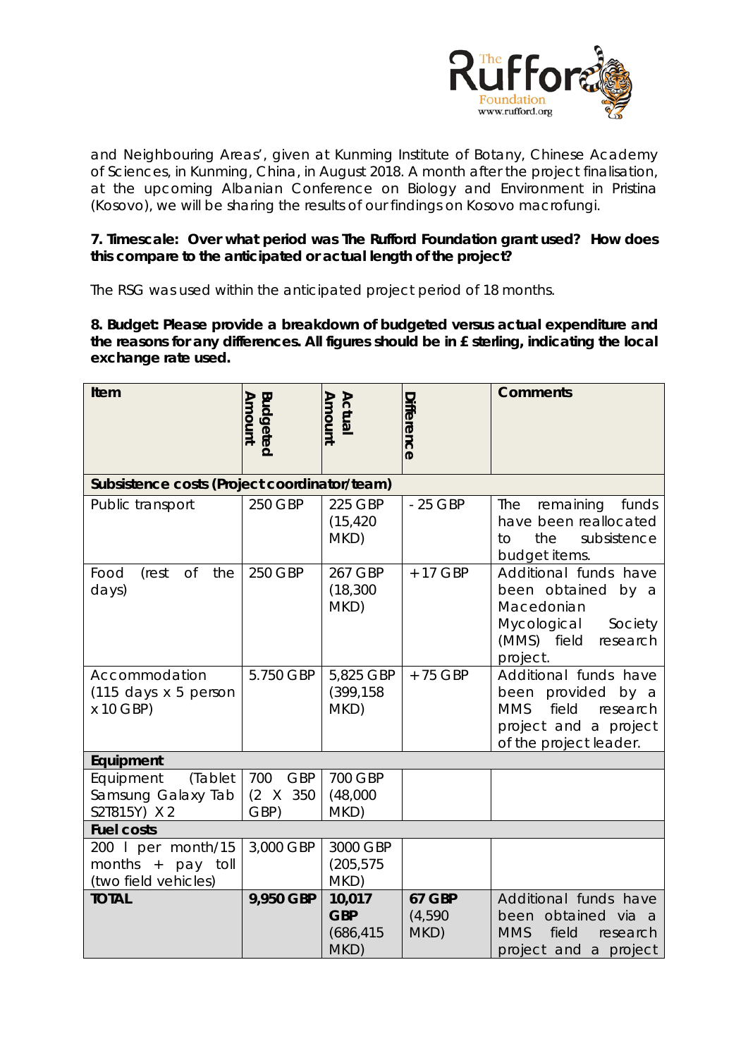and Neighbouring Areas', given at Kunming Institute of Botany, Chinese Academy of Sciences, in Kunming, China, in August 2018. A month after the project finalisation, at the upcoming Albanian Conference on Biology and Environment in Pristina (Kosovo), we will be sharing the results of our findings on Kosovo macrofungi.

**7. Timescale: Over what period was The Rufford Foundation grant used? How does this compare to the anticipated or actual length of the project?**

The RSG was used within the anticipated project period of 18 months.

**8. Budget: Please provide a breakdown of budgeted versus actual expenditure and the reasons for any differences. All figures should be in £ sterling, indicating the local exchange rate used.**

| Item | Budgeted Amount | Actual Amount | Difference | Comments |
|---|---|---|---|---|
| **Subsistence costs (Project coordinator/team)** | | | | |
| Public transport | 250 GBP | 225 GBP (15,420 MKD) | - 25 GBP | The remaining funds have been reallocated to the subsistence budget items. |
| Food (rest of the days) | 250 GBP | 267 GBP (18,300 MKD) | + 17 GBP | Additional funds have been obtained by a Macedonian Mycological Society (MMS) field research project. |
| Accommodation (115 days x 5 person x 10 GBP) | 5.750 GBP | 5,825 GBP (399,158 MKD) | + 75 GBP | Additional funds have been provided by a MMS field research project and a project of the project leader. |
| **Equipment** | | | | |
| Equipment (Tablet Samsung Galaxy Tab S2T815Y) X 2 | 700 GBP (2 X 350 GBP) | 700 GBP (48,000 MKD) | | |
| **Fuel costs** | | | | |
| 200 l per month/15 months + pay toll (two field vehicles) | 3,000 GBP | 3000 GBP (205,575 MKD) | | |
| **TOTAL** | **9,950 GBP** | **10,017 GBP** (686,415 MKD) | **67 GBP** (4,590 MKD) | Additional funds have been obtained via a MMS field research project and a project |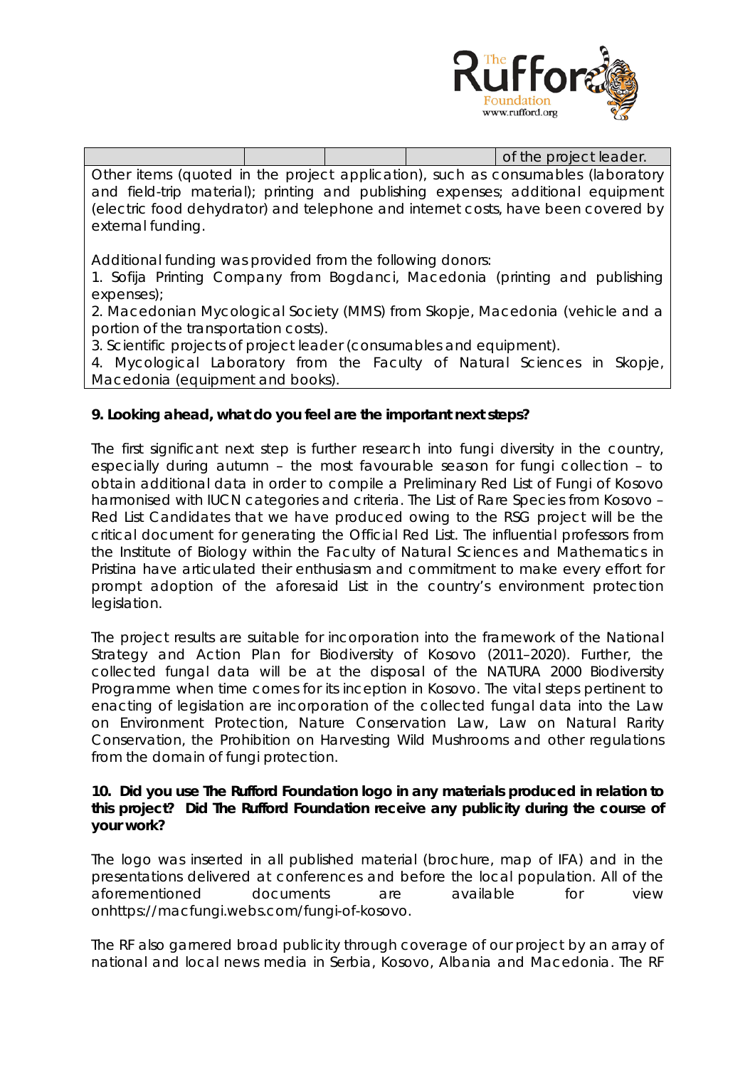| | | | | of the project leader. |
|---|---|---|---|---|

Other items (quoted in the project application), such as consumables (laboratory and field-trip material); printing and publishing expenses; additional equipment (electric food dehydrator) and telephone and internet costs, have been covered by external funding.

Additional funding was provided from the following donors:

1. Sofija Printing Company from Bogdanci, Macedonia (printing and publishing expenses);
2. Macedonian Mycological Society (MMS) from Skopje, Macedonia (vehicle and a portion of the transportation costs).
3. Scientific projects of project leader (consumables and equipment).
4. Mycological Laboratory from the Faculty of Natural Sciences in Skopje, Macedonia (equipment and books).

**9. Looking ahead, what do you feel are the important next steps?**

The first significant next step is further research into fungi diversity in the country, especially during autumn – the most favourable season for fungi collection – to obtain additional data in order to compile a Preliminary Red List of Fungi of Kosovo harmonised with IUCN categories and criteria. The List of Rare Species from Kosovo – Red List Candidates that we have produced owing to the RSG project will be the critical document for generating the Official Red List. The influential professors from the Institute of Biology within the Faculty of Natural Sciences and Mathematics in Pristina have articulated their enthusiasm and commitment to make every effort for prompt adoption of the aforesaid List in the country's environment protection legislation.

The project results are suitable for incorporation into the framework of the National Strategy and Action Plan for Biodiversity of Kosovo (2011–2020). Further, the collected fungal data will be at the disposal of the NATURA 2000 Biodiversity Programme when time comes for its inception in Kosovo. The vital steps pertinent to enacting of legislation are incorporation of the collected fungal data into the Law on Environment Protection, Nature Conservation Law, Law on Natural Rarity Conservation, the Prohibition on Harvesting Wild Mushrooms and other regulations from the domain of fungi protection.

**10. Did you use The Rufford Foundation logo in any materials produced in relation to this project? Did The Rufford Foundation receive any publicity during the course of your work?**

The logo was inserted in all published material (brochure, map of IFA) and in the presentations delivered at conferences and before the local population. All of the aforementioned documents are available for view onhttps://macfungi.webs.com/fungi-of-kosovo.

The RF also garnered broad publicity through coverage of our project by an array of national and local news media in Serbia, Kosovo, Albania and Macedonia. The RF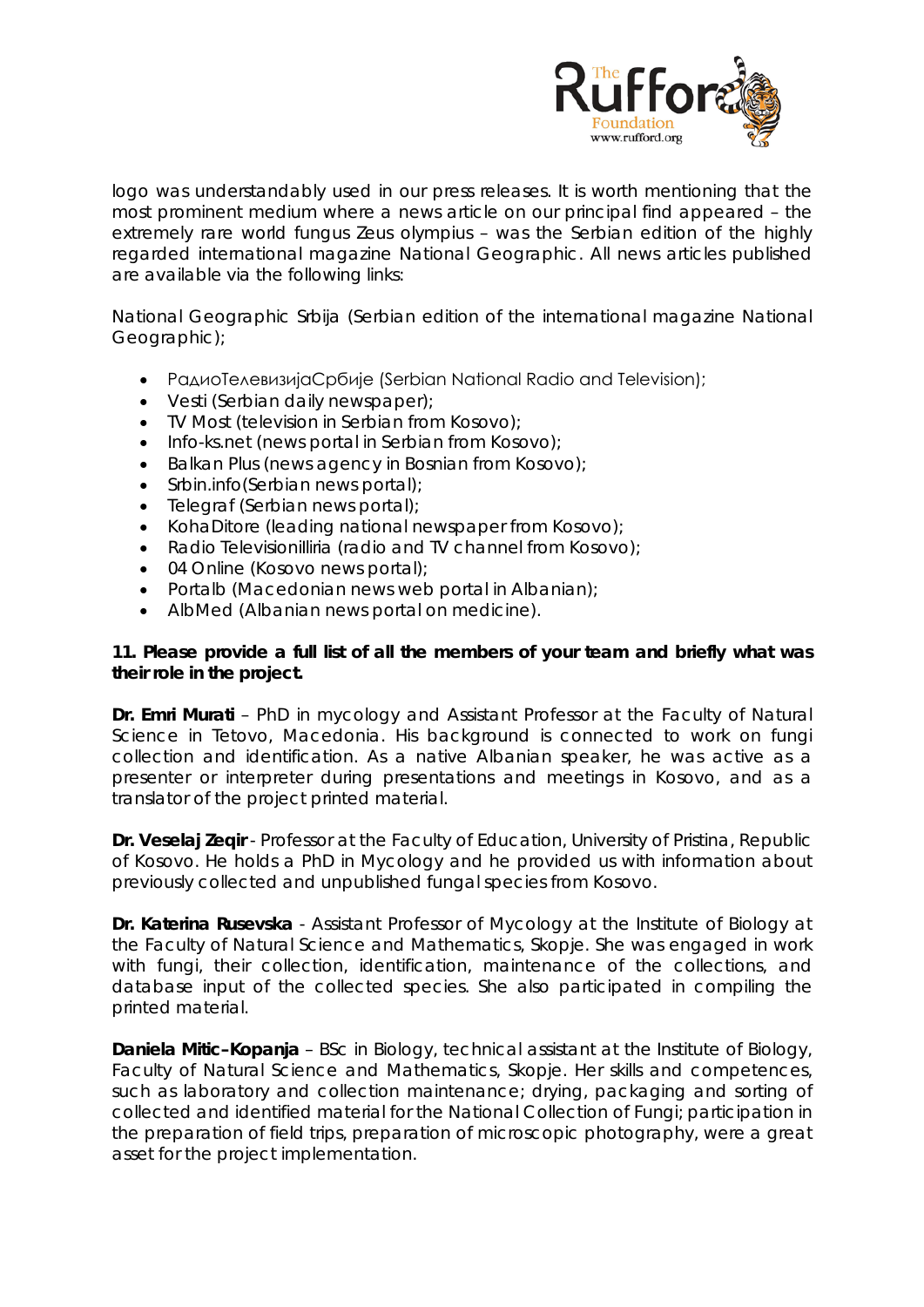logo was understandably used in our press releases. It is worth mentioning that the most prominent medium where a news article on our principal find appeared – the extremely rare world fungus Zeus olympius – was the Serbian edition of the highly regarded international magazine National Geographic. All news articles published are available via the following links:

National Geographic Srbija (Serbian edition of the international magazine National Geographic);

- РадиоТелевизијаСрбије (Serbian National Radio and Television);
- Vesti (Serbian daily newspaper);
- TV Most (television in Serbian from Kosovo);
- Info-ks.net (news portal in Serbian from Kosovo);
- Balkan Plus (news agency in Bosnian from Kosovo);
- Srbin.info(Serbian news portal);
- Telegraf (Serbian news portal);
- KohaDitore (leading national newspaper from Kosovo);
- Radio Televisionilliria (radio and TV channel from Kosovo);
- 04 Online (Kosovo news portal);
- Portalb (Macedonian news web portal in Albanian);
- AlbMed (Albanian news portal on medicine).

**11. Please provide a full list of all the members of your team and briefly what was their role in the project.**

**Dr. Emri Murati** – PhD in mycology and Assistant Professor at the Faculty of Natural Science in Tetovo, Macedonia. His background is connected to work on fungi collection and identification. As a native Albanian speaker, he was active as a presenter or interpreter during presentations and meetings in Kosovo, and as a translator of the project printed material.

**Dr. Veselaj Zeqir** - Professor at the Faculty of Education, University of Pristina, Republic of Kosovo. He holds a PhD in Mycology and he provided us with information about previously collected and unpublished fungal species from Kosovo.

**Dr. Katerina Rusevska** - Assistant Professor of Mycology at the Institute of Biology at the Faculty of Natural Science and Mathematics, Skopje. She was engaged in work with fungi, their collection, identification, maintenance of the collections, and database input of the collected species. She also participated in compiling the printed material.

**Daniela Mitic–Kopanja** – BSc in Biology, technical assistant at the Institute of Biology, Faculty of Natural Science and Mathematics, Skopje. Her skills and competences, such as laboratory and collection maintenance; drying, packaging and sorting of collected and identified material for the National Collection of Fungi; participation in the preparation of field trips, preparation of microscopic photography, were a great asset for the project implementation.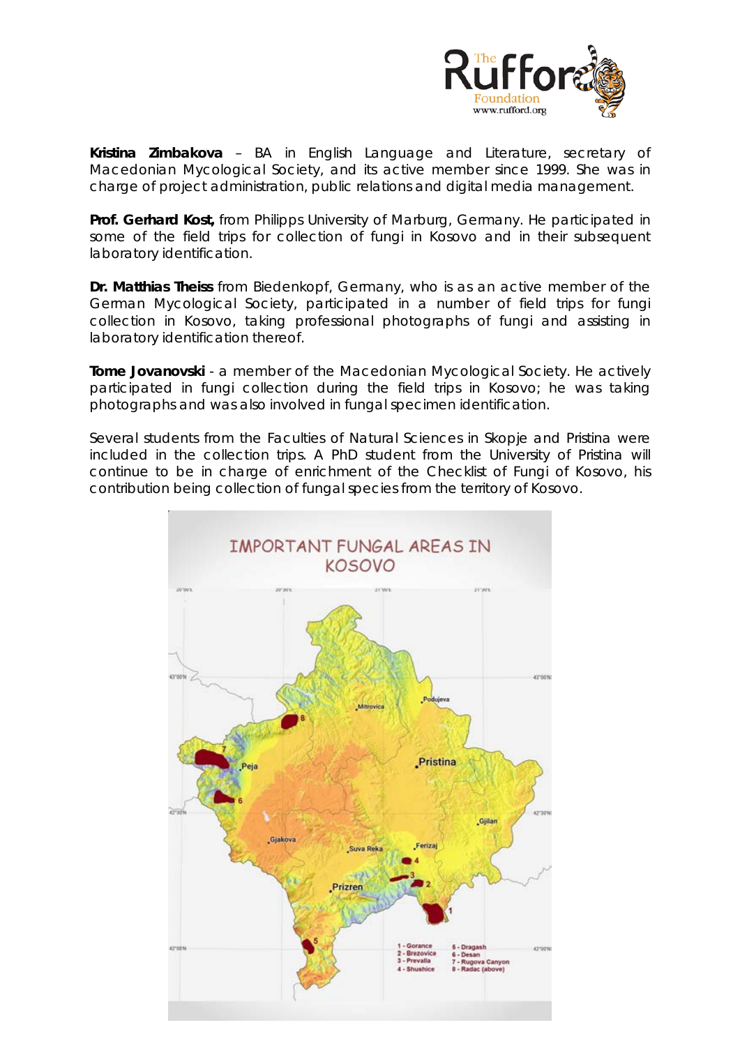**Kristina Zimbakova** – BA in English Language and Literature, secretary of Macedonian Mycological Society, and its active member since 1999. She was in charge of project administration, public relations and digital media management.

**Prof. Gerhard Kost,** from Philipps University of Marburg, Germany. He participated in some of the field trips for collection of fungi in Kosovo and in their subsequent laboratory identification.

**Dr. Matthias Theiss** from Biedenkopf, Germany, who is as an active member of the German Mycological Society, participated in a number of field trips for fungi collection in Kosovo, taking professional photographs of fungi and assisting in laboratory identification thereof.

**Tome Jovanovski** - a member of the Macedonian Mycological Society. He actively participated in fungi collection during the field trips in Kosovo; he was taking photographs and was also involved in fungal specimen identification.

Several students from the Faculties of Natural Sciences in Skopje and Pristina were included in the collection trips. A PhD student from the University of Pristina will continue to be in charge of enrichment of the Checklist of Fungi of Kosovo, his contribution being collection of fungal species from the territory of Kosovo.

IMPORTANT FUNGAL AREAS IN KOSOVO

1 - Gorance
2 - Brezovice
3 - Prevalla
4 - Shushice
5 - Dragash
6 - Desan
7 - Rugova Canyon
8 - Radac (above)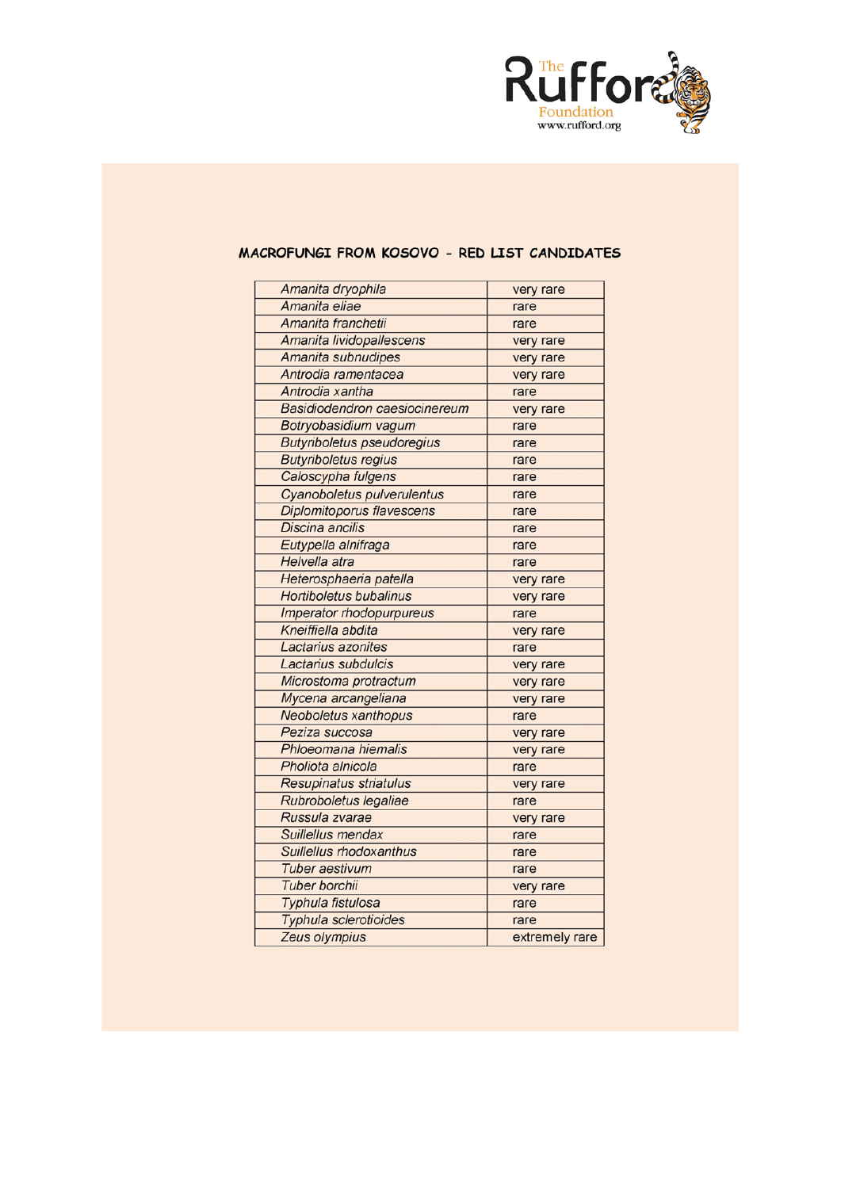## MACROFUNGI FROM KOSOVO – RED LIST CANDIDATES

| | |
|---|---|
| *Amanita dryophila* | very rare |
| *Amanita eliae* | rare |
| *Amanita franchetii* | rare |
| *Amanita lividopallescens* | very rare |
| *Amanita subnudipes* | very rare |
| *Antrodia ramentacea* | very rare |
| *Antrodia xantha* | rare |
| *Basidiodendron caesiocinereum* | very rare |
| *Botryobasidium vagum* | rare |
| *Butyriboletus pseudoregius* | rare |
| *Butyriboletus regius* | rare |
| *Caloscypha fulgens* | rare |
| *Cyanoboletus pulverulentus* | rare |
| *Diplomitoporus flavescens* | rare |
| *Discina ancilis* | rare |
| *Eutypella alnifraga* | rare |
| *Helvella atra* | rare |
| *Heterosphaeria patella* | very rare |
| *Hortiboletus bubalinus* | very rare |
| *Imperator rhodopurpureus* | rare |
| *Kneiffiella abdita* | very rare |
| *Lactarius azonites* | rare |
| *Lactarius subdulcis* | very rare |
| *Microstoma protractum* | very rare |
| *Mycena arcangeliana* | very rare |
| *Neoboletus xanthopus* | rare |
| *Peziza succosa* | very rare |
| *Phloeomana hiemalis* | very rare |
| *Pholiota alnicola* | rare |
| *Resupinatus striatulus* | very rare |
| *Rubroboletus legaliae* | rare |
| *Russula zvarae* | very rare |
| *Suillellus mendax* | rare |
| *Suillellus rhodoxanthus* | rare |
| *Tuber aestivum* | rare |
| *Tuber borchii* | very rare |
| *Typhula fistulosa* | rare |
| *Typhula sclerotioides* | rare |
| *Zeus olympius* | extremely rare |